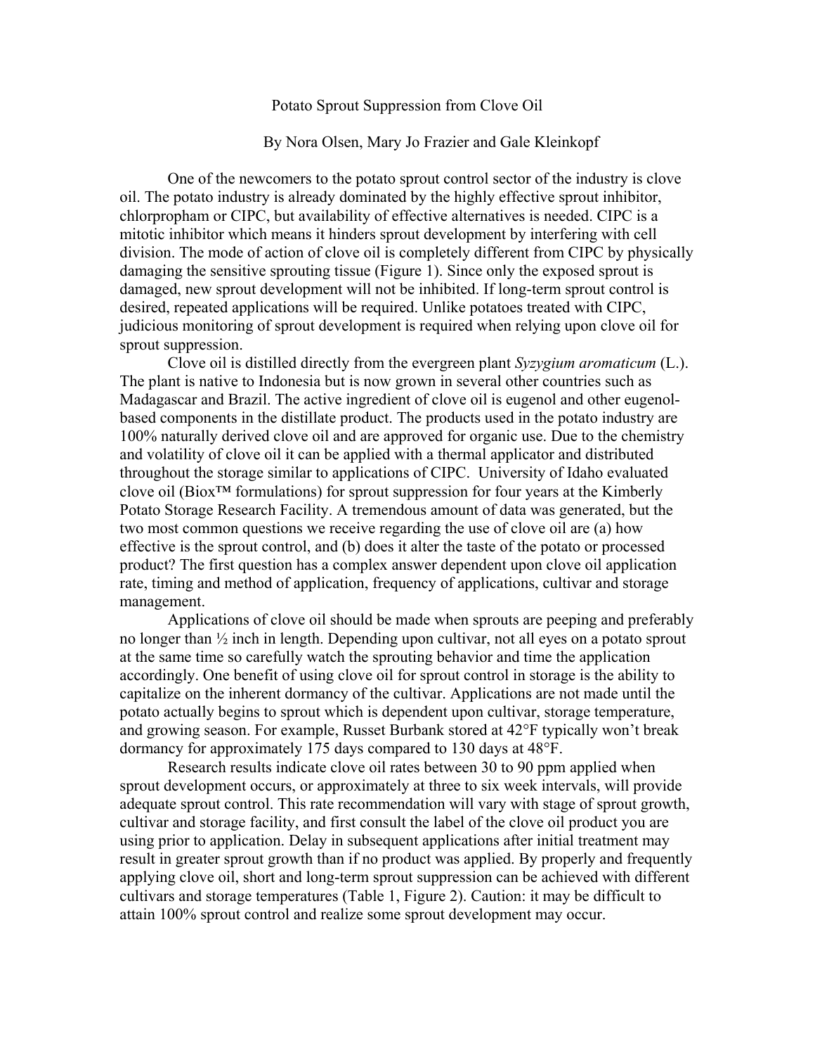# Potato Sprout Suppression from Clove Oil

By Nora Olsen, Mary Jo Frazier and Gale Kleinkopf

One of the newcomers to the potato sprout control sector of the industry is clove oil. The potato industry is already dominated by the highly effective sprout inhibitor, chlorpropham or CIPC, but availability of effective alternatives is needed. CIPC is a mitotic inhibitor which means it hinders sprout development by interfering with cell division. The mode of action of clove oil is completely different from CIPC by physically damaging the sensitive sprouting tissue (Figure 1). Since only the exposed sprout is damaged, new sprout development will not be inhibited. If long-term sprout control is desired, repeated applications will be required. Unlike potatoes treated with CIPC, judicious monitoring of sprout development is required when relying upon clove oil for sprout suppression.

Clove oil is distilled directly from the evergreen plant *Syzygium aromaticum* (L.). The plant is native to Indonesia but is now grown in several other countries such as Madagascar and Brazil. The active ingredient of clove oil is eugenol and other eugenol-based components in the distillate product. The products used in the potato industry are 100% naturally derived clove oil and are approved for organic use. Due to the chemistry and volatility of clove oil it can be applied with a thermal applicator and distributed throughout the storage similar to applications of CIPC. University of Idaho evaluated clove oil (Biox™ formulations) for sprout suppression for four years at the Kimberly Potato Storage Research Facility. A tremendous amount of data was generated, but the two most common questions we receive regarding the use of clove oil are (a) how effective is the sprout control, and (b) does it alter the taste of the potato or processed product? The first question has a complex answer dependent upon clove oil application rate, timing and method of application, frequency of applications, cultivar and storage management.

Applications of clove oil should be made when sprouts are peeping and preferably no longer than ½ inch in length. Depending upon cultivar, not all eyes on a potato sprout at the same time so carefully watch the sprouting behavior and time the application accordingly. One benefit of using clove oil for sprout control in storage is the ability to capitalize on the inherent dormancy of the cultivar. Applications are not made until the potato actually begins to sprout which is dependent upon cultivar, storage temperature, and growing season. For example, Russet Burbank stored at 42°F typically won't break dormancy for approximately 175 days compared to 130 days at 48°F.

Research results indicate clove oil rates between 30 to 90 ppm applied when sprout development occurs, or approximately at three to six week intervals, will provide adequate sprout control. This rate recommendation will vary with stage of sprout growth, cultivar and storage facility, and first consult the label of the clove oil product you are using prior to application. Delay in subsequent applications after initial treatment may result in greater sprout growth than if no product was applied. By properly and frequently applying clove oil, short and long-term sprout suppression can be achieved with different cultivars and storage temperatures (Table 1, Figure 2). Caution: it may be difficult to attain 100% sprout control and realize some sprout development may occur.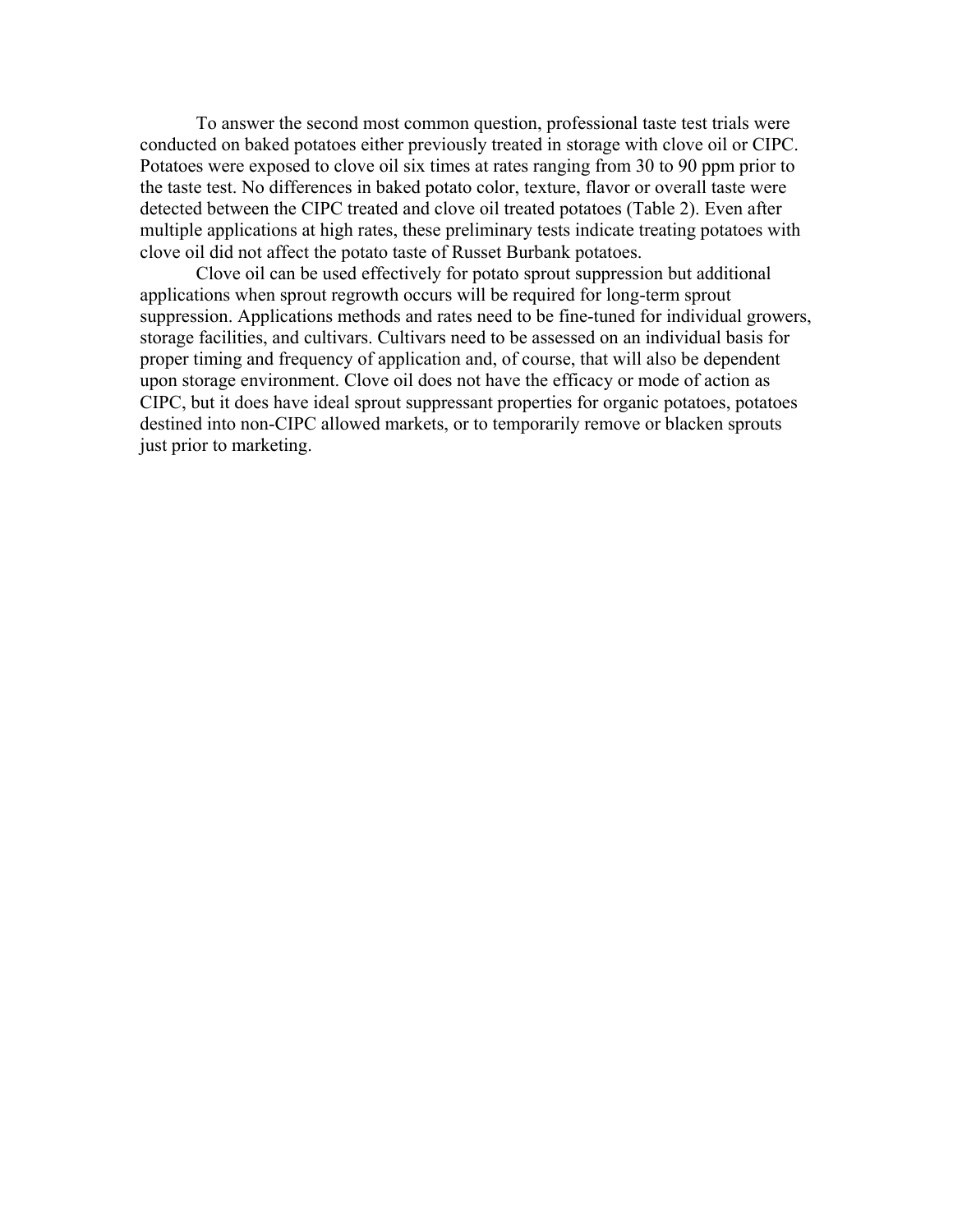To answer the second most common question, professional taste test trials were conducted on baked potatoes either previously treated in storage with clove oil or CIPC. Potatoes were exposed to clove oil six times at rates ranging from 30 to 90 ppm prior to the taste test. No differences in baked potato color, texture, flavor or overall taste were detected between the CIPC treated and clove oil treated potatoes (Table 2). Even after multiple applications at high rates, these preliminary tests indicate treating potatoes with clove oil did not affect the potato taste of Russet Burbank potatoes.

Clove oil can be used effectively for potato sprout suppression but additional applications when sprout regrowth occurs will be required for long-term sprout suppression. Applications methods and rates need to be fine-tuned for individual growers, storage facilities, and cultivars. Cultivars need to be assessed on an individual basis for proper timing and frequency of application and, of course, that will also be dependent upon storage environment. Clove oil does not have the efficacy or mode of action as CIPC, but it does have ideal sprout suppressant properties for organic potatoes, potatoes destined into non-CIPC allowed markets, or to temporarily remove or blacken sprouts just prior to marketing.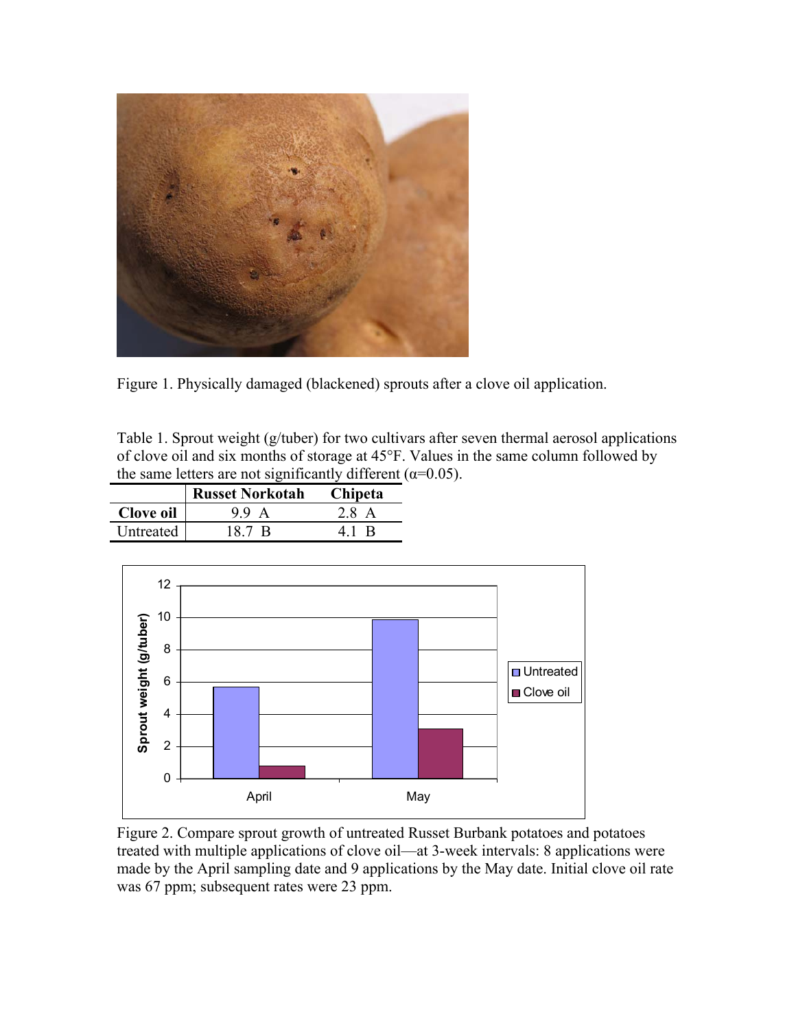Figure 1. Physically damaged (blackened) sprouts after a clove oil application.

Table 1. Sprout weight (g/tuber) for two cultivars after seven thermal aerosol applications of clove oil and six months of storage at 45°F. Values in the same column followed by the same letters are not significantly different ($\alpha$=0.05).

| | Russet Norkotah | Chipeta |
|---|---|---|
| **Clove oil** | 9.9 A | 2.8 A |
| Untreated | 18.7 B | 4.1 B |

Figure 2. Compare sprout growth of untreated Russet Burbank potatoes and potatoes treated with multiple applications of clove oil—at 3-week intervals: 8 applications were made by the April sampling date and 9 applications by the May date. Initial clove oil rate was 67 ppm; subsequent rates were 23 ppm.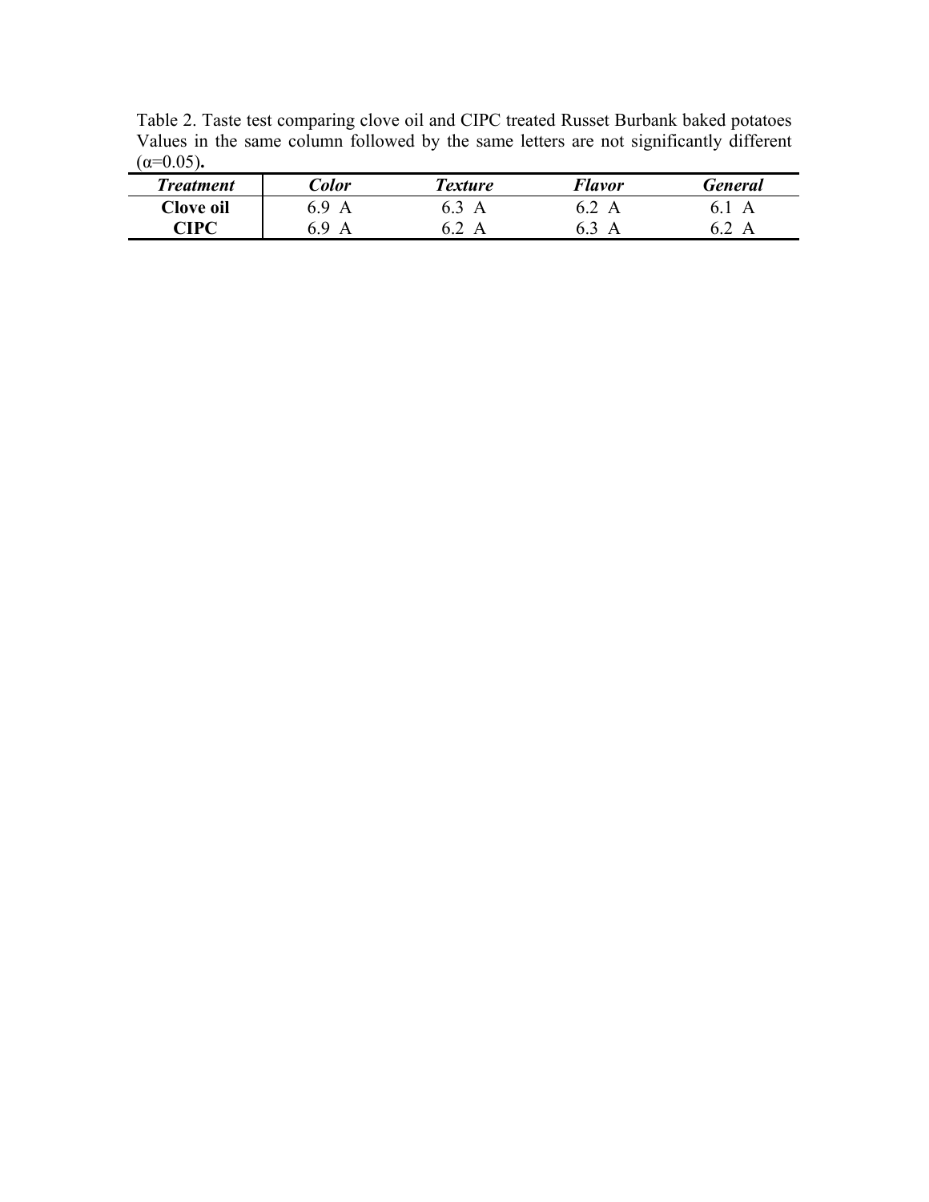Table 2. Taste test comparing clove oil and CIPC treated Russet Burbank baked potatoes Values in the same column followed by the same letters are not significantly different ($\alpha$=0.05).

| ***Treatment*** | ***Color*** | ***Texture*** | ***Flavor*** | ***General*** |
|---|---|---|---|---|
| **Clove oil** | 6.9 A | 6.3 A | 6.2 A | 6.1 A |
| **CIPC** | 6.9 A | 6.2 A | 6.3 A | 6.2 A |